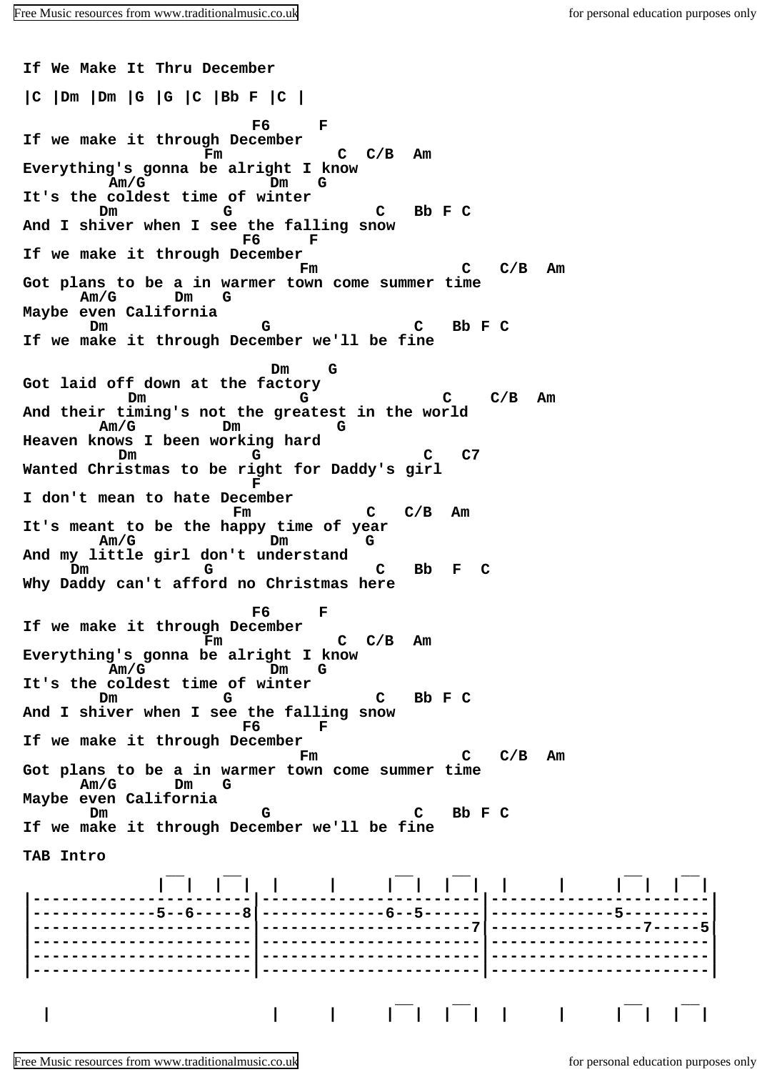**If We Make It Thru December**

**|C |Dm |Dm |G |G |C |Bb F |C |**

```
                         F6     F
If we make it through December
                    Fm            C  C/B  Am
Everything's gonna be alright I know
         Am/G             Dm   G
It's the coldest time of winter
        Dm          G                C   Bb F C
And I shiver when I see the falling snow
                        F6     F
If we make it through December
                              Fm                C   C/B  Am
Got plans to be a in warmer town come summer time
      Am/G      Dm   G
Maybe even California
       Dm               G                C   Bb F C
If we make it through December we'll be fine

                           Dm    G
Got laid off down at the factory
           Dm                G              C    C/B  Am
And their timing's not the greatest in the world
        Am/G         Dm          G
Heaven knows I been working hard
           Dm           G                  C   C7
Wanted Christmas to be right for Daddy's girl
                         F
I don't mean to hate December
                       Fm            C   C/B  Am
It's meant to be the happy time of year
        Am/G              Dm        G
And my little girl don't understand
      Dm            G                  C   Bb  F  C
Why Daddy can't afford no Christmas here

                         F6     F
If we make it through December
                    Fm            C  C/B  Am
Everything's gonna be alright I know
         Am/G             Dm   G
It's the coldest time of winter
        Dm          G                C   Bb F C
And I shiver when I see the falling snow
                        F6      F
If we make it through December
                              Fm                C   C/B  Am
Got plans to be a in warmer town come summer time
      Am/G      Dm   G
Maybe even California
       Dm               G                C   Bb F C
If we make it through December we'll be fine
```

**TAB Intro**

```
|----------------------|----------------------|----------------------|
|------------5--6-----8|------------6--5------|------------5---------|
|----------------------|---------------------7|---------------7-----5|
|----------------------|----------------------|----------------------|
|----------------------|----------------------|----------------------|
|----------------------|----------------------|----------------------|
```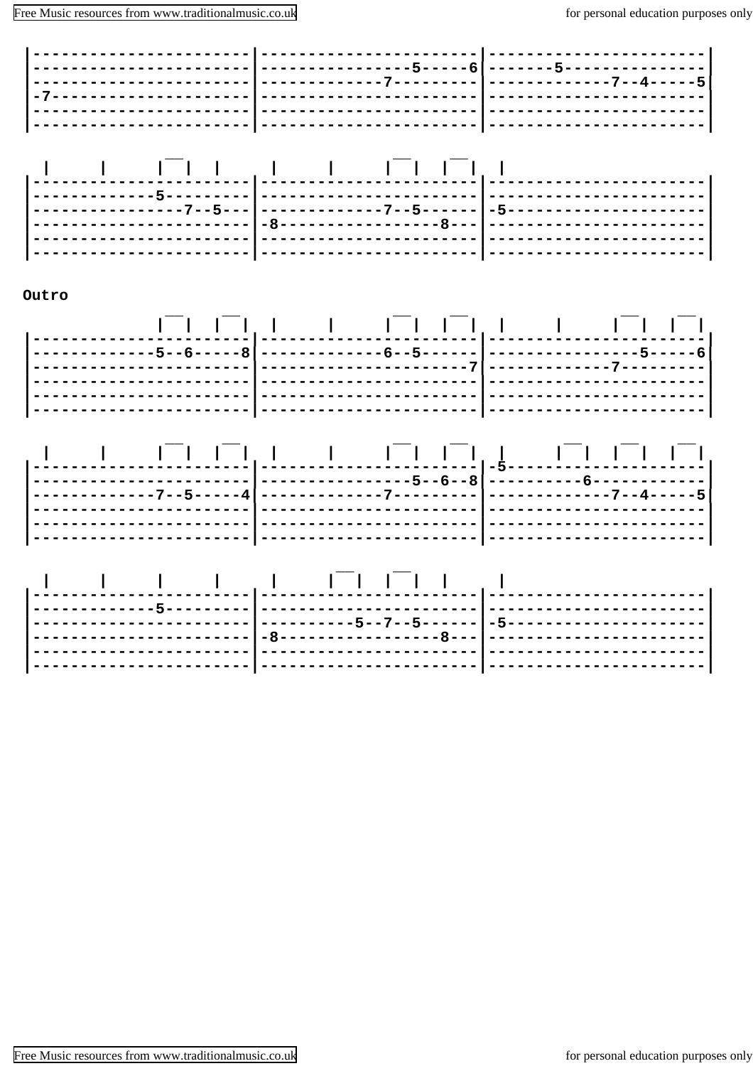```
|----------------------|---------------------|---------------------|
|----------------------|----------------5-----6|-------5---------------|
|----------------------|------------7---------|------------7--4-----5|
|-7--------------------|---------------------|---------------------|
|----------------------|---------------------|---------------------|
|----------------------|---------------------|---------------------|
```

```
 |     |     |‾‾|   |     |     |     |‾‾|  |‾‾|  |
|----------------------|---------------------|---------------------|
|------------5---------|---------------------|---------------------|
|---------------7--5---|------------7--5-----|-5-------------------|
|----------------------|-8---------------8---|---------------------|
|----------------------|---------------------|---------------------|
|----------------------|---------------------|---------------------|
```

**Outro**

```
             |‾‾|  |‾‾|  |     |     |‾‾|  |‾‾|  |     |     |‾‾|  |‾‾|
|----------------------|---------------------|---------------------|
|------------5--6-----8|------------6--5------|----------------5-----6|
|----------------------|--------------------7|------------7---------|
|----------------------|---------------------|---------------------|
|----------------------|---------------------|---------------------|
|----------------------|---------------------|---------------------|
```

```
 |     |     |‾‾|  |‾‾|  |     |     |‾‾|  |‾‾|  |     |‾‾|  |‾‾|  |‾‾|
|----------------------|---------------------|-5-------------------|
|----------------------|----------------5--6--8|---------6-----------|
|------------7--5-----4|------------7---------|------------7--4-----5|
|----------------------|---------------------|---------------------|
|----------------------|---------------------|---------------------|
|----------------------|---------------------|---------------------|
```

```
 |     |     |     |     |     |‾‾|  |‾‾|  |     |
|----------------------|---------------------|---------------------|
|------------5---------|---------------------|---------------------|
|----------------------|---------5--7--5------|-5-------------------|
|----------------------|-8---------------8---|---------------------|
|----------------------|---------------------|---------------------|
|----------------------|---------------------|---------------------|
```